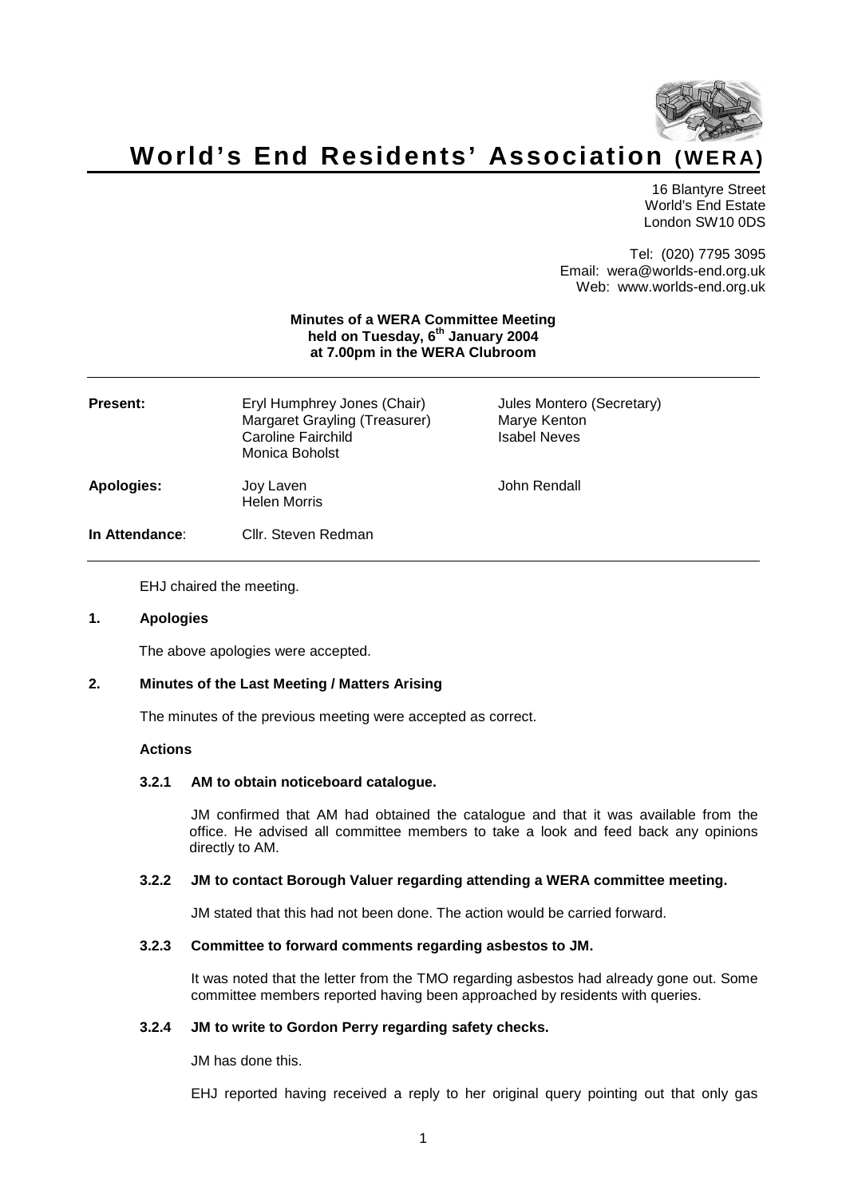# World's End Residents' Association (WERA)

16 Blantyre Street
World's End Estate
London SW10 0DS

Tel: (020) 7795 3095
Email: wera@worlds-end.org.uk
Web: www.worlds-end.org.uk

**Minutes of a WERA Committee Meeting held on Tuesday, 6th January 2004 at 7.00pm in the WERA Clubroom**

| | | |
|---|---|---|
| **Present:** | Eryl Humphrey Jones (Chair)<br>Margaret Grayling (Treasurer)<br>Caroline Fairchild<br>Monica Boholst | Jules Montero (Secretary)<br>Marye Kenton<br>Isabel Neves |
| **Apologies:** | Joy Laven<br>Helen Morris | John Rendall |
| **In Attendance**: | Cllr. Steven Redman | |

EHJ chaired the meeting.

## 1. Apologies

The above apologies were accepted.

## 2. Minutes of the Last Meeting / Matters Arising

The minutes of the previous meeting were accepted as correct.

### Actions

#### 3.2.1 AM to obtain noticeboard catalogue.

JM confirmed that AM had obtained the catalogue and that it was available from the office. He advised all committee members to take a look and feed back any opinions directly to AM.

#### 3.2.2 JM to contact Borough Valuer regarding attending a WERA committee meeting.

JM stated that this had not been done. The action would be carried forward.

#### 3.2.3 Committee to forward comments regarding asbestos to JM.

It was noted that the letter from the TMO regarding asbestos had already gone out. Some committee members reported having been approached by residents with queries.

#### 3.2.4 JM to write to Gordon Perry regarding safety checks.

JM has done this.

EHJ reported having received a reply to her original query pointing out that only gas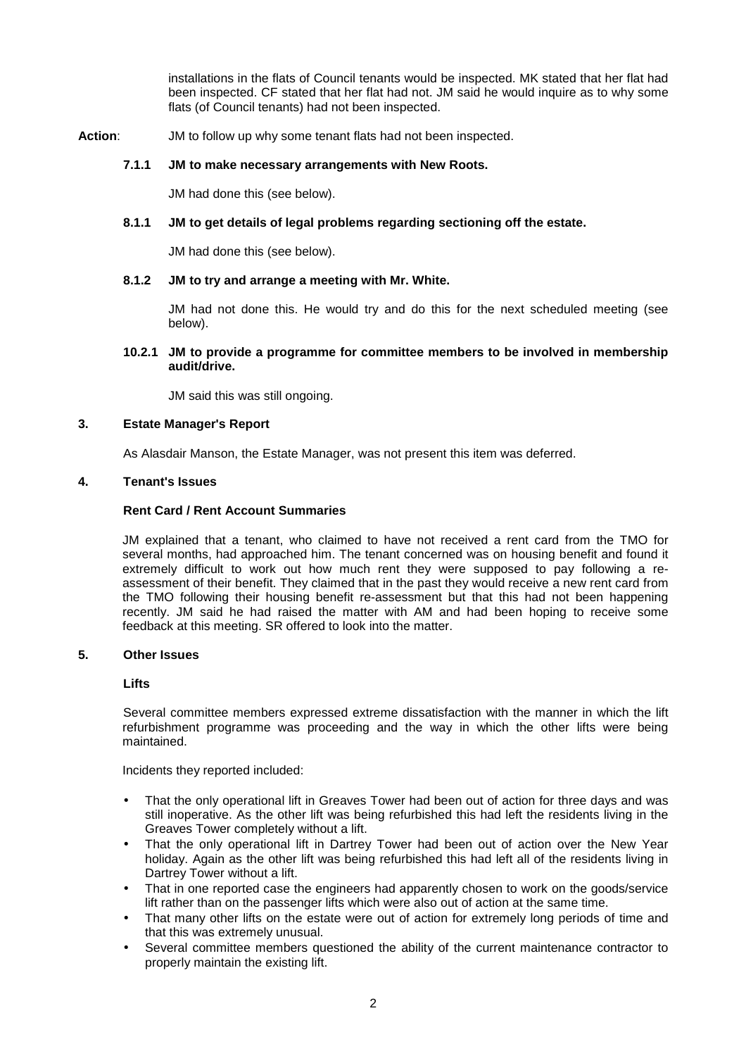installations in the flats of Council tenants would be inspected. MK stated that her flat had been inspected. CF stated that her flat had not. JM said he would inquire as to why some flats (of Council tenants) had not been inspected.

**Action**: JM to follow up why some tenant flats had not been inspected.

**7.1.1 JM to make necessary arrangements with New Roots.**

JM had done this (see below).

**8.1.1 JM to get details of legal problems regarding sectioning off the estate.**

JM had done this (see below).

**8.1.2 JM to try and arrange a meeting with Mr. White.**

JM had not done this. He would try and do this for the next scheduled meeting (see below).

**10.2.1 JM to provide a programme for committee members to be involved in membership audit/drive.**

JM said this was still ongoing.

## 3. Estate Manager's Report

As Alasdair Manson, the Estate Manager, was not present this item was deferred.

## 4. Tenant's Issues

### Rent Card / Rent Account Summaries

JM explained that a tenant, who claimed to have not received a rent card from the TMO for several months, had approached him. The tenant concerned was on housing benefit and found it extremely difficult to work out how much rent they were supposed to pay following a re-assessment of their benefit. They claimed that in the past they would receive a new rent card from the TMO following their housing benefit re-assessment but that this had not been happening recently. JM said he had raised the matter with AM and had been hoping to receive some feedback at this meeting. SR offered to look into the matter.

## 5. Other Issues

### Lifts

Several committee members expressed extreme dissatisfaction with the manner in which the lift refurbishment programme was proceeding and the way in which the other lifts were being maintained.

Incidents they reported included:

- That the only operational lift in Greaves Tower had been out of action for three days and was still inoperative. As the other lift was being refurbished this had left the residents living in the Greaves Tower completely without a lift.
- That the only operational lift in Dartrey Tower had been out of action over the New Year holiday. Again as the other lift was being refurbished this had left all of the residents living in Dartrey Tower without a lift.
- That in one reported case the engineers had apparently chosen to work on the goods/service lift rather than on the passenger lifts which were also out of action at the same time.
- That many other lifts on the estate were out of action for extremely long periods of time and that this was extremely unusual.
- Several committee members questioned the ability of the current maintenance contractor to properly maintain the existing lift.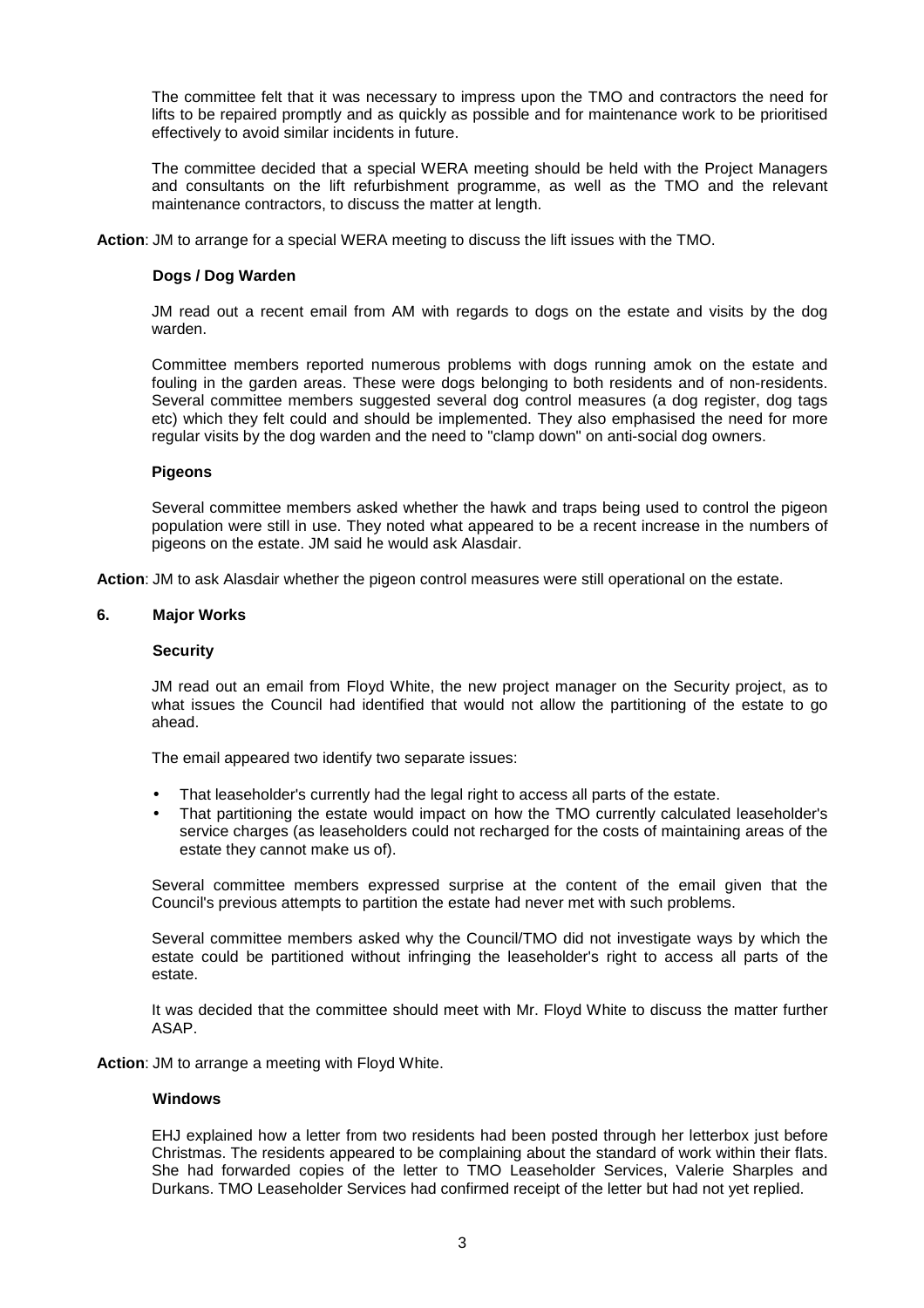The committee felt that it was necessary to impress upon the TMO and contractors the need for lifts to be repaired promptly and as quickly as possible and for maintenance work to be prioritised effectively to avoid similar incidents in future.

The committee decided that a special WERA meeting should be held with the Project Managers and consultants on the lift refurbishment programme, as well as the TMO and the relevant maintenance contractors, to discuss the matter at length.

**Action**: JM to arrange for a special WERA meeting to discuss the lift issues with the TMO.

**Dogs / Dog Warden**

JM read out a recent email from AM with regards to dogs on the estate and visits by the dog warden.

Committee members reported numerous problems with dogs running amok on the estate and fouling in the garden areas. These were dogs belonging to both residents and of non-residents. Several committee members suggested several dog control measures (a dog register, dog tags etc) which they felt could and should be implemented. They also emphasised the need for more regular visits by the dog warden and the need to "clamp down" on anti-social dog owners.

**Pigeons**

Several committee members asked whether the hawk and traps being used to control the pigeon population were still in use. They noted what appeared to be a recent increase in the numbers of pigeons on the estate. JM said he would ask Alasdair.

**Action**: JM to ask Alasdair whether the pigeon control measures were still operational on the estate.

## 6. Major Works

**Security**

JM read out an email from Floyd White, the new project manager on the Security project, as to what issues the Council had identified that would not allow the partitioning of the estate to go ahead.

The email appeared two identify two separate issues:

- That leaseholder's currently had the legal right to access all parts of the estate.
- That partitioning the estate would impact on how the TMO currently calculated leaseholder's service charges (as leaseholders could not recharged for the costs of maintaining areas of the estate they cannot make us of).

Several committee members expressed surprise at the content of the email given that the Council's previous attempts to partition the estate had never met with such problems.

Several committee members asked why the Council/TMO did not investigate ways by which the estate could be partitioned without infringing the leaseholder's right to access all parts of the estate.

It was decided that the committee should meet with Mr. Floyd White to discuss the matter further ASAP.

**Action**: JM to arrange a meeting with Floyd White.

**Windows**

EHJ explained how a letter from two residents had been posted through her letterbox just before Christmas. The residents appeared to be complaining about the standard of work within their flats. She had forwarded copies of the letter to TMO Leaseholder Services, Valerie Sharples and Durkans. TMO Leaseholder Services had confirmed receipt of the letter but had not yet replied.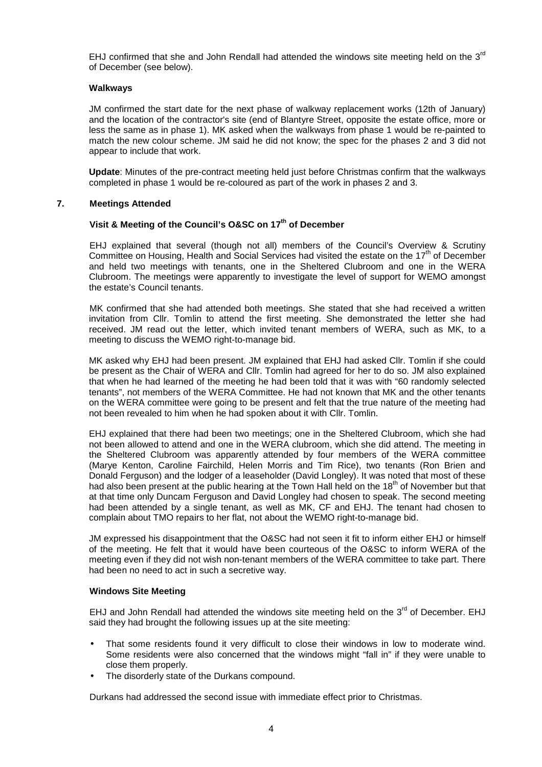EHJ confirmed that she and John Rendall had attended the windows site meeting held on the 3rd of December (see below).

**Walkways**

JM confirmed the start date for the next phase of walkway replacement works (12th of January) and the location of the contractor's site (end of Blantyre Street, opposite the estate office, more or less the same as in phase 1). MK asked when the walkways from phase 1 would be re-painted to match the new colour scheme. JM said he did not know; the spec for the phases 2 and 3 did not appear to include that work.

**Update**: Minutes of the pre-contract meeting held just before Christmas confirm that the walkways completed in phase 1 would be re-coloured as part of the work in phases 2 and 3.

## 7. Meetings Attended

### Visit & Meeting of the Council's O&SC on 17th of December

EHJ explained that several (though not all) members of the Council's Overview & Scrutiny Committee on Housing, Health and Social Services had visited the estate on the 17th of December and held two meetings with tenants, one in the Sheltered Clubroom and one in the WERA Clubroom. The meetings were apparently to investigate the level of support for WEMO amongst the estate's Council tenants.

MK confirmed that she had attended both meetings. She stated that she had received a written invitation from Cllr. Tomlin to attend the first meeting. She demonstrated the letter she had received. JM read out the letter, which invited tenant members of WERA, such as MK, to a meeting to discuss the WEMO right-to-manage bid.

MK asked why EHJ had been present. JM explained that EHJ had asked Cllr. Tomlin if she could be present as the Chair of WERA and Cllr. Tomlin had agreed for her to do so. JM also explained that when he had learned of the meeting he had been told that it was with "60 randomly selected tenants", not members of the WERA Committee. He had not known that MK and the other tenants on the WERA committee were going to be present and felt that the true nature of the meeting had not been revealed to him when he had spoken about it with Cllr. Tomlin.

EHJ explained that there had been two meetings; one in the Sheltered Clubroom, which she had not been allowed to attend and one in the WERA clubroom, which she did attend. The meeting in the Sheltered Clubroom was apparently attended by four members of the WERA committee (Marye Kenton, Caroline Fairchild, Helen Morris and Tim Rice), two tenants (Ron Brien and Donald Ferguson) and the lodger of a leaseholder (David Longley). It was noted that most of these had also been present at the public hearing at the Town Hall held on the 18th of November but that at that time only Duncam Ferguson and David Longley had chosen to speak. The second meeting had been attended by a single tenant, as well as MK, CF and EHJ. The tenant had chosen to complain about TMO repairs to her flat, not about the WEMO right-to-manage bid.

JM expressed his disappointment that the O&SC had not seen it fit to inform either EHJ or himself of the meeting. He felt that it would have been courteous of the O&SC to inform WERA of the meeting even if they did not wish non-tenant members of the WERA committee to take part. There had been no need to act in such a secretive way.

### Windows Site Meeting

EHJ and John Rendall had attended the windows site meeting held on the 3rd of December. EHJ said they had brought the following issues up at the site meeting:

- That some residents found it very difficult to close their windows in low to moderate wind. Some residents were also concerned that the windows might "fall in" if they were unable to close them properly.
- The disorderly state of the Durkans compound.

Durkans had addressed the second issue with immediate effect prior to Christmas.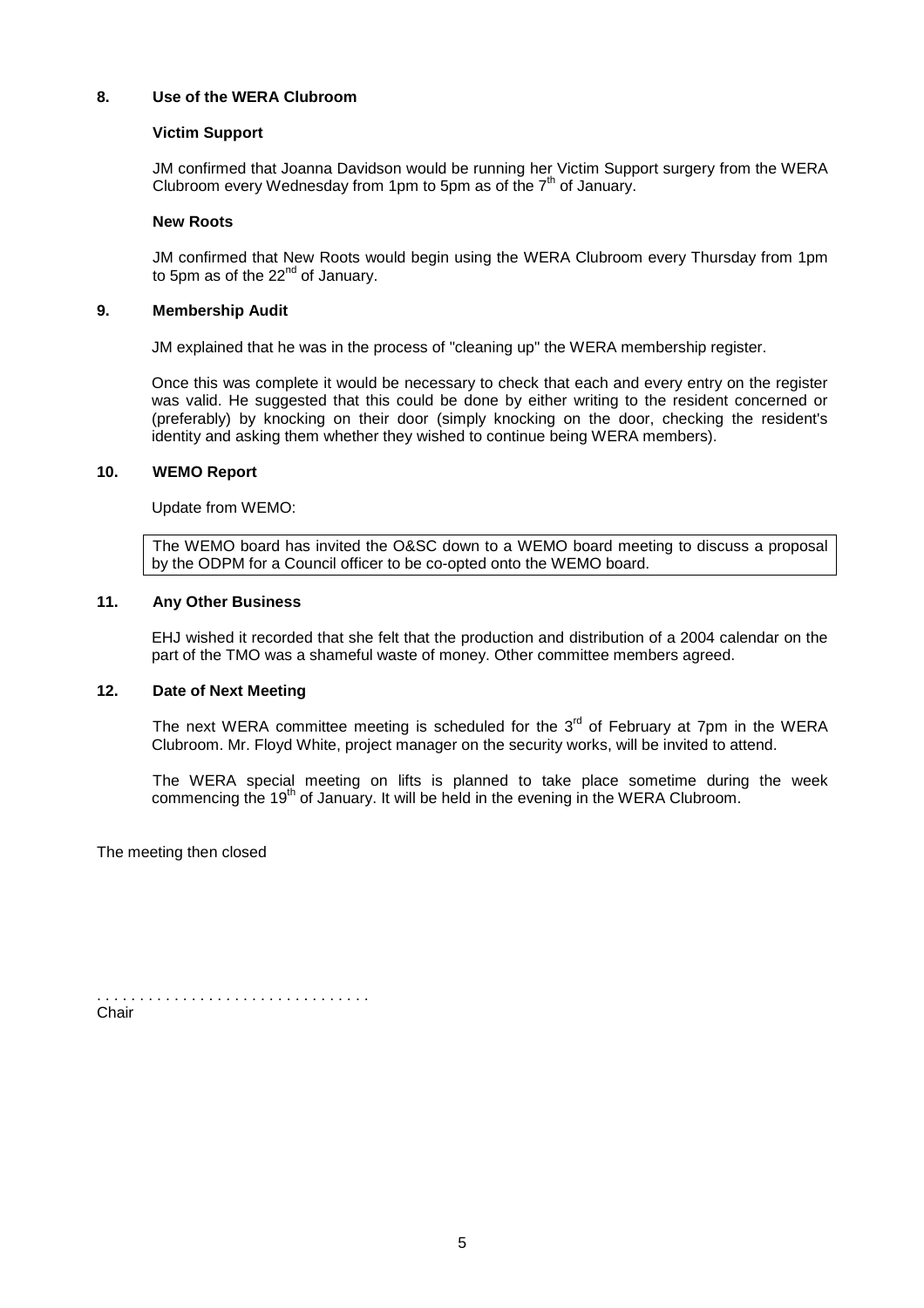## 8. Use of the WERA Clubroom

### Victim Support

JM confirmed that Joanna Davidson would be running her Victim Support surgery from the WERA Clubroom every Wednesday from 1pm to 5pm as of the 7th of January.

### New Roots

JM confirmed that New Roots would begin using the WERA Clubroom every Thursday from 1pm to 5pm as of the 22nd of January.

## 9. Membership Audit

JM explained that he was in the process of "cleaning up" the WERA membership register.

Once this was complete it would be necessary to check that each and every entry on the register was valid. He suggested that this could be done by either writing to the resident concerned or (preferably) by knocking on their door (simply knocking on the door, checking the resident's identity and asking them whether they wished to continue being WERA members).

## 10. WEMO Report

Update from WEMO:

> The WEMO board has invited the O&SC down to a WEMO board meeting to discuss a proposal by the ODPM for a Council officer to be co-opted onto the WEMO board.

## 11. Any Other Business

EHJ wished it recorded that she felt that the production and distribution of a 2004 calendar on the part of the TMO was a shameful waste of money. Other committee members agreed.

## 12. Date of Next Meeting

The next WERA committee meeting is scheduled for the 3rd of February at 7pm in the WERA Clubroom. Mr. Floyd White, project manager on the security works, will be invited to attend.

The WERA special meeting on lifts is planned to take place sometime during the week commencing the 19th of January. It will be held in the evening in the WERA Clubroom.

The meeting then closed

. . . . . . . . . . . . . . . . . . . . . . . . . . . . . . .
Chair